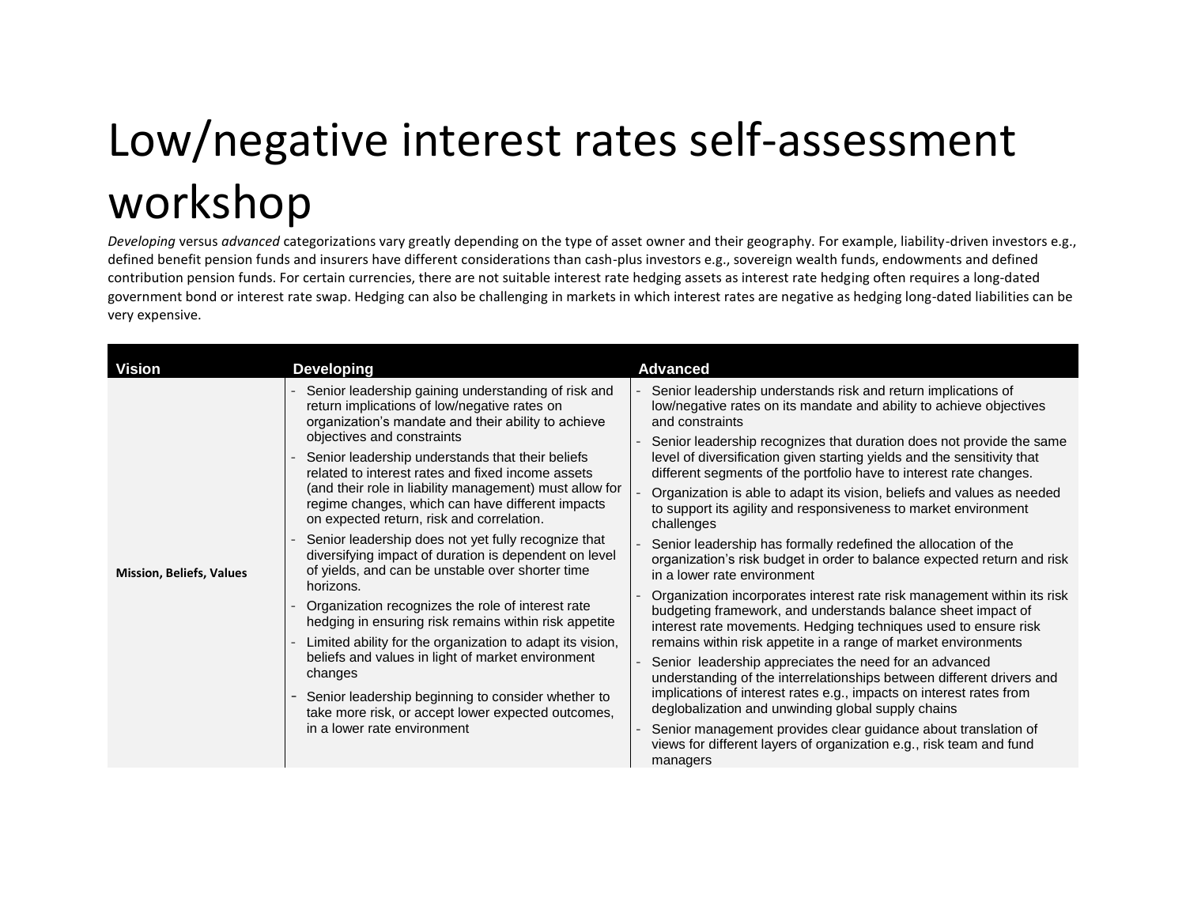# Low/negative interest rates self-assessment workshop

*Developing* versus *advanced* categorizations vary greatly depending on the type of asset owner and their geography. For example, liability-driven investors e.g., defined benefit pension funds and insurers have different considerations than cash-plus investors e.g., sovereign wealth funds, endowments and defined contribution pension funds. For certain currencies, there are not suitable interest rate hedging assets as interest rate hedging often requires a long-dated government bond or interest rate swap. Hedging can also be challenging in markets in which interest rates are negative as hedging long-dated liabilities can be very expensive.

| Vision | Developing | Advanced |
|---|---|---|
| **Mission, Beliefs, Values** | - Senior leadership gaining understanding of risk and return implications of low/negative rates on organization's mandate and their ability to achieve objectives and constraints<br>- Senior leadership understands that their beliefs related to interest rates and fixed income assets (and their role in liability management) must allow for regime changes, which can have different impacts on expected return, risk and correlation.<br>- Senior leadership does not yet fully recognize that diversifying impact of duration is dependent on level of yields, and can be unstable over shorter time horizons.<br>- Organization recognizes the role of interest rate hedging in ensuring risk remains within risk appetite<br>- Limited ability for the organization to adapt its vision, beliefs and values in light of market environment changes<br>- Senior leadership beginning to consider whether to take more risk, or accept lower expected outcomes, in a lower rate environment | - Senior leadership understands risk and return implications of low/negative rates on its mandate and ability to achieve objectives and constraints<br>- Senior leadership recognizes that duration does not provide the same level of diversification given starting yields and the sensitivity that different segments of the portfolio have to interest rate changes.<br>- Organization is able to adapt its vision, beliefs and values as needed to support its agility and responsiveness to market environment challenges<br>- Senior leadership has formally redefined the allocation of the organization's risk budget in order to balance expected return and risk in a lower rate environment<br>- Organization incorporates interest rate risk management within its risk budgeting framework, and understands balance sheet impact of interest rate movements. Hedging techniques used to ensure risk remains within risk appetite in a range of market environments<br>- Senior leadership appreciates the need for an advanced understanding of the interrelationships between different drivers and implications of interest rates e.g., impacts on interest rates from deglobalization and unwinding global supply chains<br>- Senior management provides clear guidance about translation of views for different layers of organization e.g., risk team and fund managers |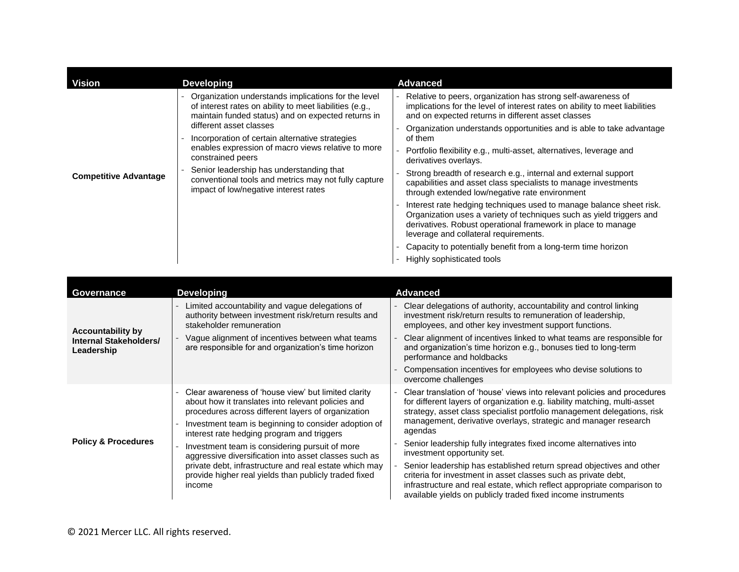| Vision | Developing | Advanced |
| --- | --- | --- |
| **Competitive Advantage** | - Organization understands implications for the level of interest rates on ability to meet liabilities (e.g., maintain funded status) and on expected returns in different asset classes<br>- Incorporation of certain alternative strategies enables expression of macro views relative to more constrained peers<br>- Senior leadership has understanding that conventional tools and metrics may not fully capture impact of low/negative interest rates | - Relative to peers, organization has strong self-awareness of implications for the level of interest rates on ability to meet liabilities and on expected returns in different asset classes<br>- Organization understands opportunities and is able to take advantage of them<br>- Portfolio flexibility e.g., multi-asset, alternatives, leverage and derivatives overlays.<br>- Strong breadth of research e.g., internal and external support capabilities and asset class specialists to manage investments through extended low/negative rate environment<br>- Interest rate hedging techniques used to manage balance sheet risk. Organization uses a variety of techniques such as yield triggers and derivatives. Robust operational framework in place to manage leverage and collateral requirements.<br>- Capacity to potentially benefit from a long-term time horizon<br>- Highly sophisticated tools |

| Governance | Developing | Advanced |
| --- | --- | --- |
| **Accountability by Internal Stakeholders/ Leadership** | - Limited accountability and vague delegations of authority between investment risk/return results and stakeholder remuneration<br>- Vague alignment of incentives between what teams are responsible for and organization's time horizon | - Clear delegations of authority, accountability and control linking investment risk/return results to remuneration of leadership, employees, and other key investment support functions.<br>- Clear alignment of incentives linked to what teams are responsible for and organization's time horizon e.g., bonuses tied to long-term performance and holdbacks<br>- Compensation incentives for employees who devise solutions to overcome challenges |
| **Policy & Procedures** | - Clear awareness of 'house view' but limited clarity about how it translates into relevant policies and procedures across different layers of organization<br>- Investment team is beginning to consider adoption of interest rate hedging program and triggers<br>- Investment team is considering pursuit of more aggressive diversification into asset classes such as private debt, infrastructure and real estate which may provide higher real yields than publicly traded fixed income | - Clear translation of 'house' views into relevant policies and procedures for different layers of organization e.g. liability matching, multi-asset strategy, asset class specialist portfolio management delegations, risk management, derivative overlays, strategic and manager research agendas<br>- Senior leadership fully integrates fixed income alternatives into investment opportunity set.<br>- Senior leadership has established return spread objectives and other criteria for investment in asset classes such as private debt, infrastructure and real estate, which reflect appropriate comparison to available yields on publicly traded fixed income instruments |

© 2021 Mercer LLC. All rights reserved.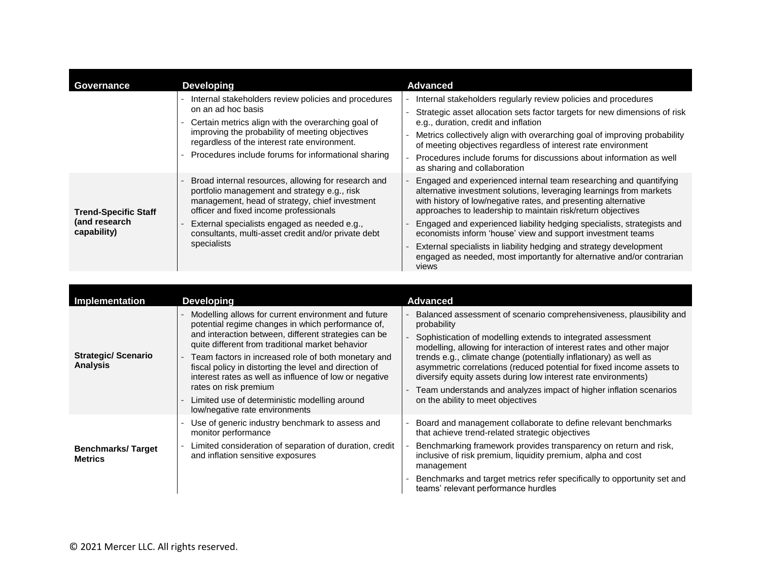| Governance | Developing | Advanced |
|---|---|---|
| | - Internal stakeholders review policies and procedures on an ad hoc basis<br>- Certain metrics align with the overarching goal of improving the probability of meeting objectives regardless of the interest rate environment.<br>- Procedures include forums for informational sharing | - Internal stakeholders regularly review policies and procedures<br>- Strategic asset allocation sets factor targets for new dimensions of risk e.g., duration, credit and inflation<br>- Metrics collectively align with overarching goal of improving probability of meeting objectives regardless of interest rate environment<br>- Procedures include forums for discussions about information as well as sharing and collaboration |
| **Trend-Specific Staff (and research capability)** | - Broad internal resources, allowing for research and portfolio management and strategy e.g., risk management, head of strategy, chief investment officer and fixed income professionals<br>- External specialists engaged as needed e.g., consultants, multi-asset credit and/or private debt specialists | - Engaged and experienced internal team researching and quantifying alternative investment solutions, leveraging learnings from markets with history of low/negative rates, and presenting alternative approaches to leadership to maintain risk/return objectives<br>- Engaged and experienced liability hedging specialists, strategists and economists inform 'house' view and support investment teams<br>- External specialists in liability hedging and strategy development engaged as needed, most importantly for alternative and/or contrarian views |

| Implementation | Developing | Advanced |
|---|---|---|
| **Strategic/ Scenario Analysis** | - Modelling allows for current environment and future potential regime changes in which performance of, and interaction between, different strategies can be quite different from traditional market behavior<br>- Team factors in increased role of both monetary and fiscal policy in distorting the level and direction of interest rates as well as influence of low or negative rates on risk premium<br>- Limited use of deterministic modelling around low/negative rate environments | - Balanced assessment of scenario comprehensiveness, plausibility and probability<br>- Sophistication of modelling extends to integrated assessment modelling, allowing for interaction of interest rates and other major trends e.g., climate change (potentially inflationary) as well as asymmetric correlations (reduced potential for fixed income assets to diversify equity assets during low interest rate environments)<br>- Team understands and analyzes impact of higher inflation scenarios on the ability to meet objectives |
| **Benchmarks/ Target Metrics** | - Use of generic industry benchmark to assess and monitor performance<br>- Limited consideration of separation of duration, credit and inflation sensitive exposures | - Board and management collaborate to define relevant benchmarks that achieve trend-related strategic objectives<br>- Benchmarking framework provides transparency on return and risk, inclusive of risk premium, liquidity premium, alpha and cost management<br>- Benchmarks and target metrics refer specifically to opportunity set and teams' relevant performance hurdles |

© 2021 Mercer LLC. All rights reserved.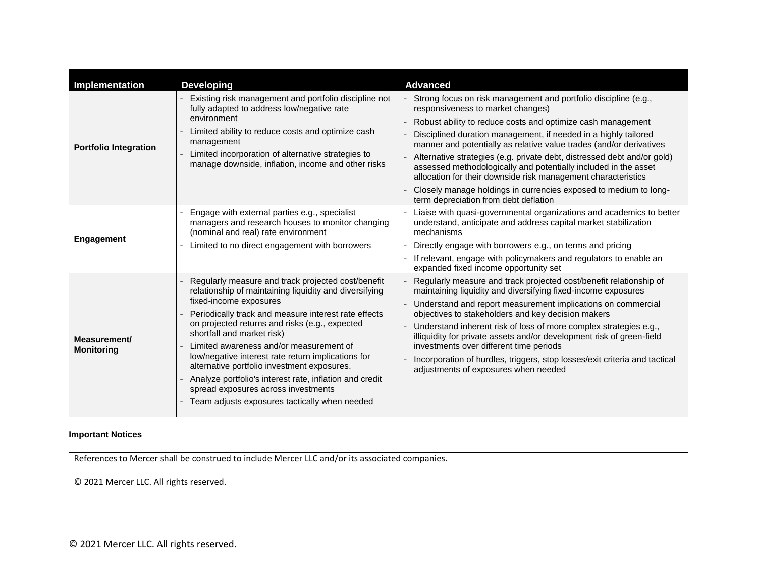| Implementation | Developing | Advanced |
| --- | --- | --- |
| **Portfolio Integration** | - Existing risk management and portfolio discipline not fully adapted to address low/negative rate environment<br>- Limited ability to reduce costs and optimize cash management<br>- Limited incorporation of alternative strategies to manage downside, inflation, income and other risks | - Strong focus on risk management and portfolio discipline (e.g., responsiveness to market changes)<br>- Robust ability to reduce costs and optimize cash management<br>- Disciplined duration management, if needed in a highly tailored manner and potentially as relative value trades (and/or derivatives<br>- Alternative strategies (e.g. private debt, distressed debt and/or gold) assessed methodologically and potentially included in the asset allocation for their downside risk management characteristics<br>- Closely manage holdings in currencies exposed to medium to long-term depreciation from debt deflation |
| **Engagement** | - Engage with external parties e.g., specialist managers and research houses to monitor changing (nominal and real) rate environment<br>- Limited to no direct engagement with borrowers | - Liaise with quasi-governmental organizations and academics to better understand, anticipate and address capital market stabilization mechanisms<br>- Directly engage with borrowers e.g., on terms and pricing<br>- If relevant, engage with policymakers and regulators to enable an expanded fixed income opportunity set |
| **Measurement/ Monitoring** | - Regularly measure and track projected cost/benefit relationship of maintaining liquidity and diversifying fixed-income exposures<br>- Periodically track and measure interest rate effects on projected returns and risks (e.g., expected shortfall and market risk)<br>- Limited awareness and/or measurement of low/negative interest rate return implications for alternative portfolio investment exposures.<br>- Analyze portfolio's interest rate, inflation and credit spread exposures across investments<br>- Team adjusts exposures tactically when needed | - Regularly measure and track projected cost/benefit relationship of maintaining liquidity and diversifying fixed-income exposures<br>- Understand and report measurement implications on commercial objectives to stakeholders and key decision makers<br>- Understand inherent risk of loss of more complex strategies e.g., illiquidity for private assets and/or development risk of green-field investments over different time periods<br>- Incorporation of hurdles, triggers, stop losses/exit criteria and tactical adjustments of exposures when needed |

**Important Notices**

References to Mercer shall be construed to include Mercer LLC and/or its associated companies.

© 2021 Mercer LLC. All rights reserved.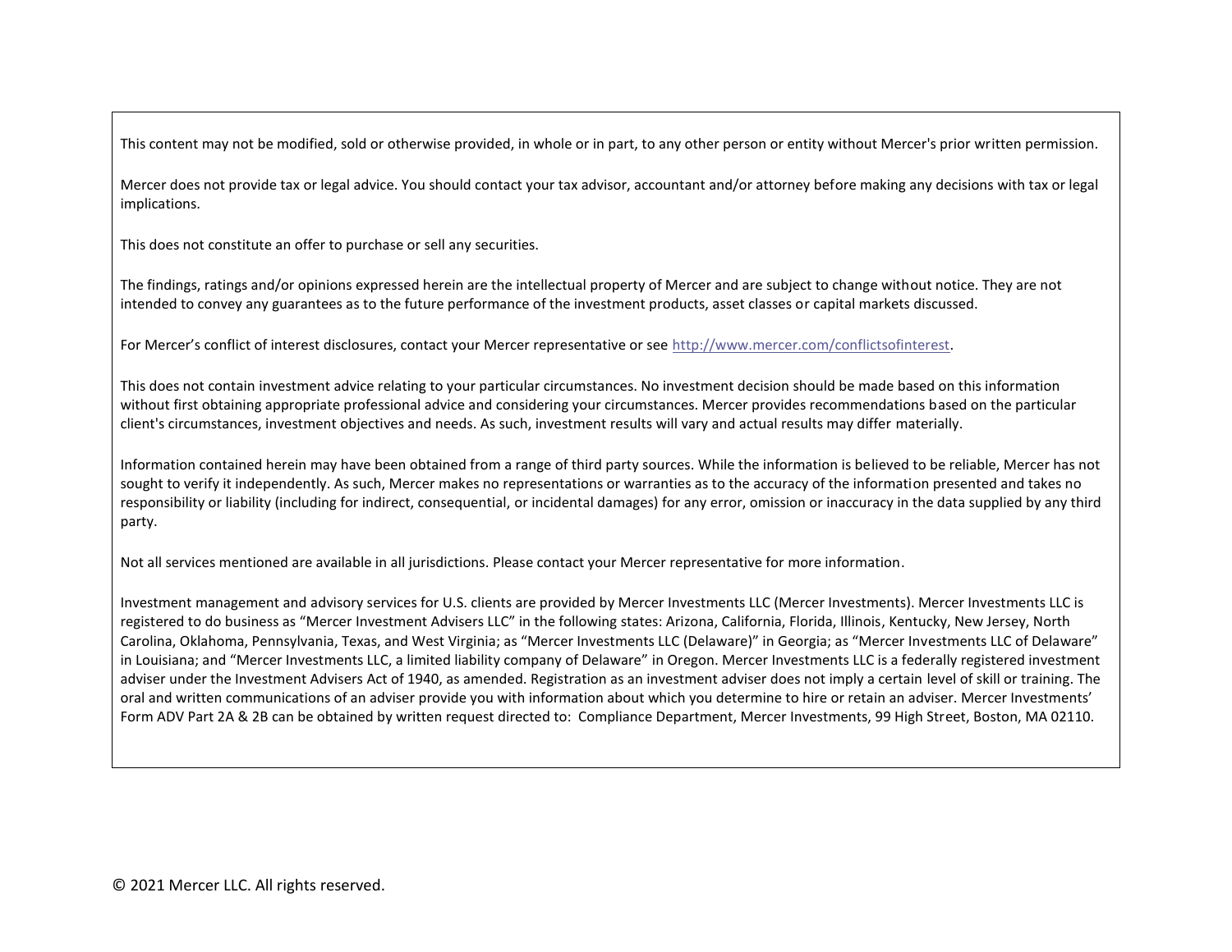This content may not be modified, sold or otherwise provided, in whole or in part, to any other person or entity without Mercer's prior written permission.

Mercer does not provide tax or legal advice. You should contact your tax advisor, accountant and/or attorney before making any decisions with tax or legal implications.

This does not constitute an offer to purchase or sell any securities.

The findings, ratings and/or opinions expressed herein are the intellectual property of Mercer and are subject to change without notice. They are not intended to convey any guarantees as to the future performance of the investment products, asset classes or capital markets discussed.

For Mercer's conflict of interest disclosures, contact your Mercer representative or see [http://www.mercer.com/conflictsofinterest](http://www.mercer.com/conflictsofinterest).

This does not contain investment advice relating to your particular circumstances. No investment decision should be made based on this information without first obtaining appropriate professional advice and considering your circumstances. Mercer provides recommendations based on the particular client's circumstances, investment objectives and needs. As such, investment results will vary and actual results may differ materially.

Information contained herein may have been obtained from a range of third party sources. While the information is believed to be reliable, Mercer has not sought to verify it independently. As such, Mercer makes no representations or warranties as to the accuracy of the information presented and takes no responsibility or liability (including for indirect, consequential, or incidental damages) for any error, omission or inaccuracy in the data supplied by any third party.

Not all services mentioned are available in all jurisdictions. Please contact your Mercer representative for more information.

Investment management and advisory services for U.S. clients are provided by Mercer Investments LLC (Mercer Investments). Mercer Investments LLC is registered to do business as "Mercer Investment Advisers LLC" in the following states: Arizona, California, Florida, Illinois, Kentucky, New Jersey, North Carolina, Oklahoma, Pennsylvania, Texas, and West Virginia; as "Mercer Investments LLC (Delaware)" in Georgia; as "Mercer Investments LLC of Delaware" in Louisiana; and "Mercer Investments LLC, a limited liability company of Delaware" in Oregon. Mercer Investments LLC is a federally registered investment adviser under the Investment Advisers Act of 1940, as amended. Registration as an investment adviser does not imply a certain level of skill or training. The oral and written communications of an adviser provide you with information about which you determine to hire or retain an adviser. Mercer Investments' Form ADV Part 2A & 2B can be obtained by written request directed to: Compliance Department, Mercer Investments, 99 High Street, Boston, MA 02110.

© 2021 Mercer LLC. All rights reserved.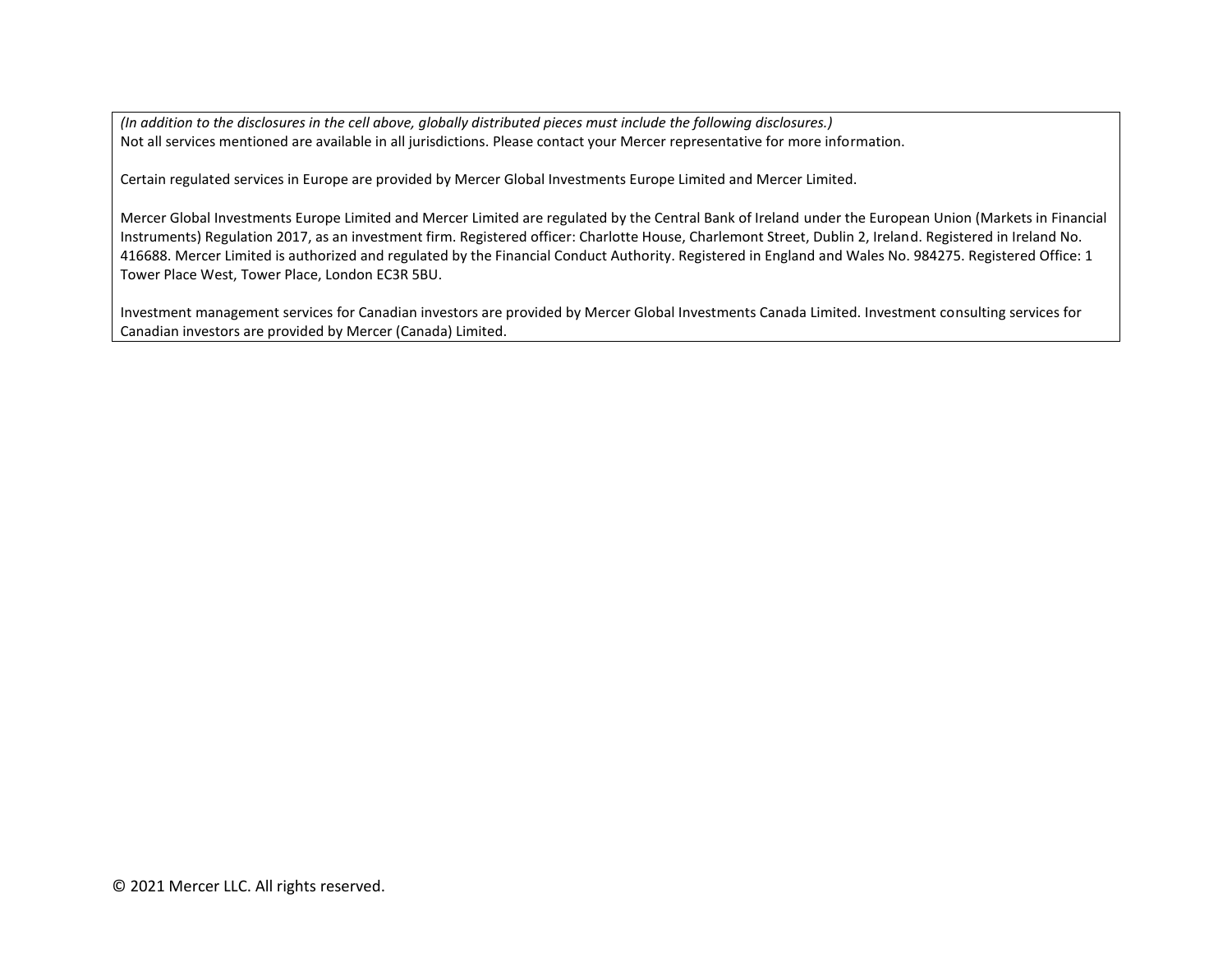*(In addition to the disclosures in the cell above, globally distributed pieces must include the following disclosures.)*
Not all services mentioned are available in all jurisdictions. Please contact your Mercer representative for more information.

Certain regulated services in Europe are provided by Mercer Global Investments Europe Limited and Mercer Limited.

Mercer Global Investments Europe Limited and Mercer Limited are regulated by the Central Bank of Ireland under the European Union (Markets in Financial Instruments) Regulation 2017, as an investment firm. Registered officer: Charlotte House, Charlemont Street, Dublin 2, Ireland. Registered in Ireland No. 416688. Mercer Limited is authorized and regulated by the Financial Conduct Authority. Registered in England and Wales No. 984275. Registered Office: 1 Tower Place West, Tower Place, London EC3R 5BU.

Investment management services for Canadian investors are provided by Mercer Global Investments Canada Limited. Investment consulting services for Canadian investors are provided by Mercer (Canada) Limited.

© 2021 Mercer LLC. All rights reserved.